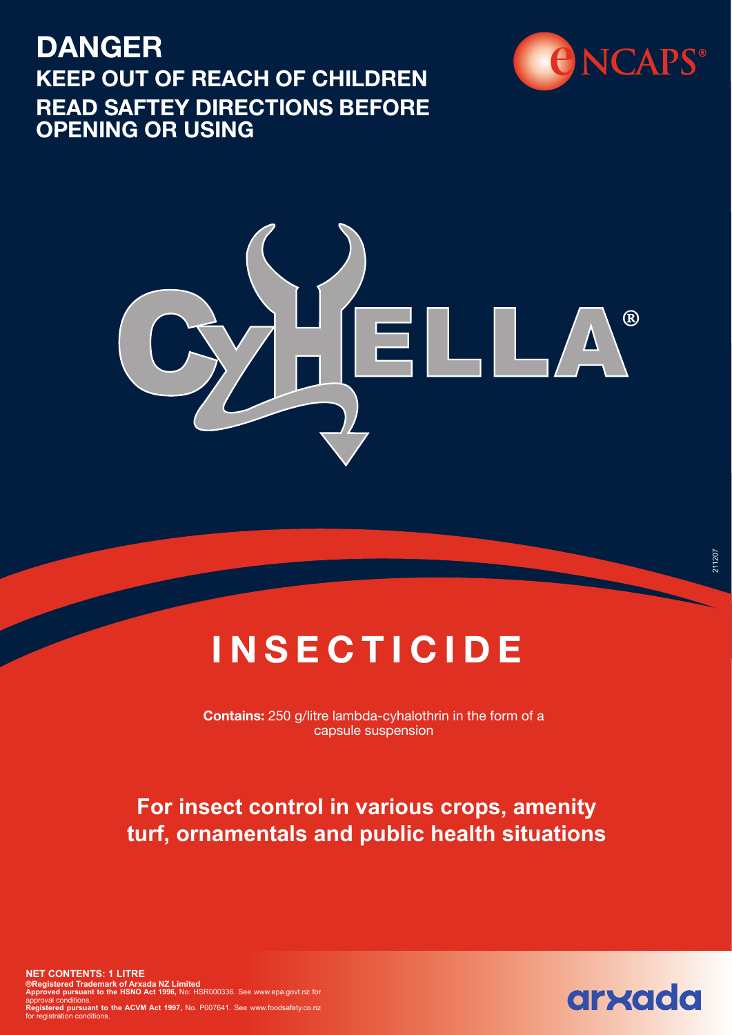# DANGER

## KEEP OUT OF REACH OF CHILDREN

## READ SAFTEY DIRECTIONS BEFORE OPENING OR USING

ENCAPS®

# CYHELLA®

# INSECTICIDE

**Contains:** 250 g/litre lambda-cyhalothrin in the form of a capsule suspension

**For insect control in various crops, amenity turf, ornamentals and public health situations**

211207

**NET CONTENTS: 1 LITRE**

**®Registered Trademark of Arxada NZ Limited**

**Approved pursuant to the HSNO Act 1996,** No: HSR000336. See www.epa.govt.nz for approval conditions.

**Registered pursuant to the ACVM Act 1997,** No. P007641. See www.foodsafety.co.nz for registration conditions.

arxada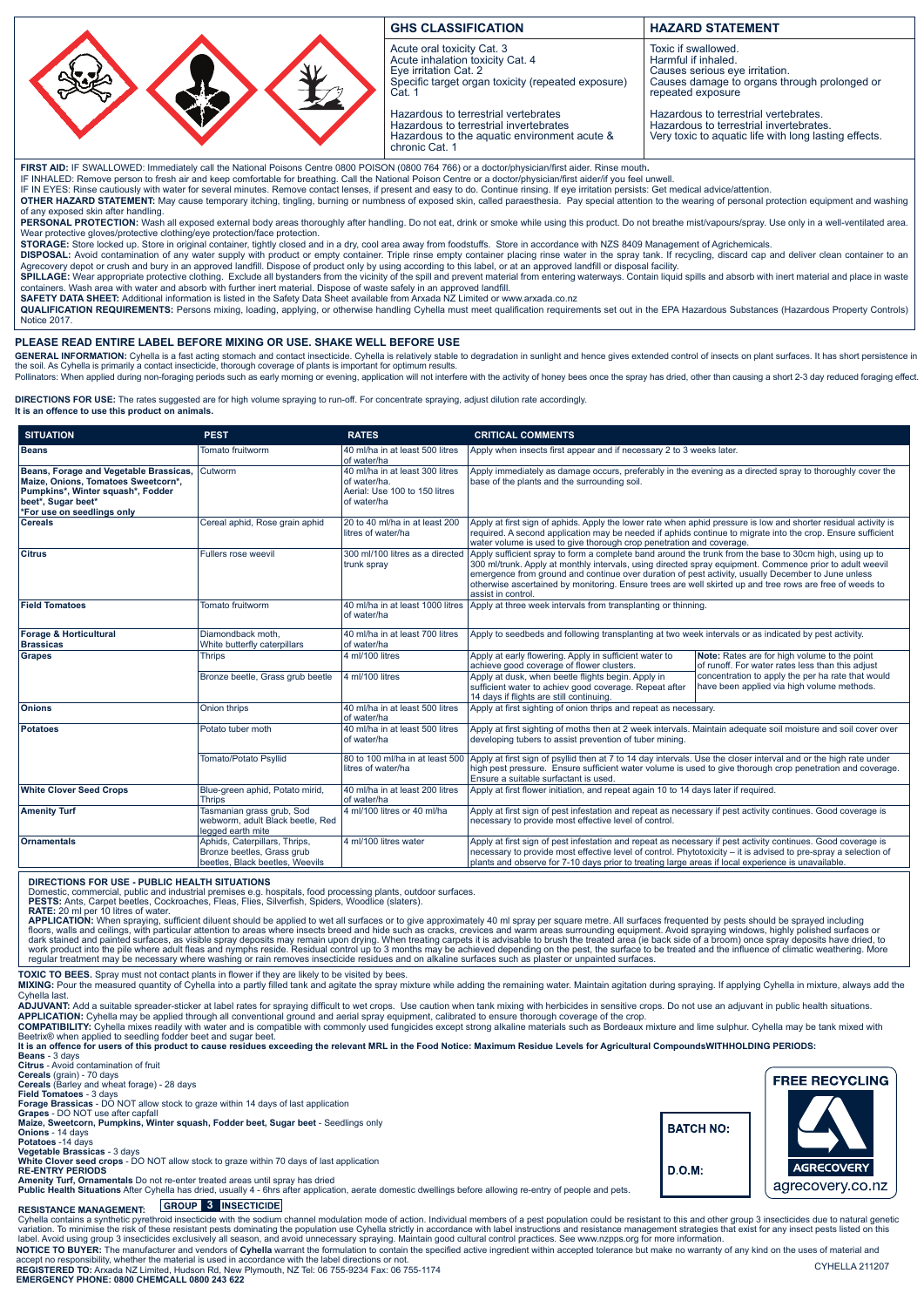| GHS CLASSIFICATION | HAZARD STATEMENT |
|---|---|
| Acute oral toxicity Cat. 3<br>Acute inhalation toxicity Cat. 4<br>Eye irritation Cat. 2<br>Specific target organ toxicity (repeated exposure) Cat. 1 | Toxic if swallowed.<br>Harmful if inhaled.<br>Causes serious eye irritation.<br>Causes damage to organs through prolonged or repeated exposure |
| Hazardous to terrestrial vertebrates<br>Hazardous to terrestrial invertebrates<br>Hazardous to the aquatic environment acute & chronic Cat. 1 | Hazardous to terrestrial vertebrates.<br>Hazardous to terrestrial invertebrates.<br>Very toxic to aquatic life with long lasting effects. |

**FIRST AID:** IF SWALLOWED: Immediately call the National Poisons Centre 0800 POISON (0800 764 766) or a doctor/physician/first aider. Rinse mouth.
IF INHALED: Remove person to fresh air and keep comfortable for breathing. Call the National Poison Centre or a doctor/physician/first aider/if you feel unwell.
IF IN EYES: Rinse cautiously with water for several minutes. Remove contact lenses, if present and easy to do. Continue rinsing. If eye irritation persists: Get medical advice/attention.
**OTHER HAZARD STATEMENT:** May cause temporary itching, tingling, burning or numbness of exposed skin, called paraesthesia. Pay special attention to the wearing of personal protection equipment and washing of any exposed skin after handling.
**PERSONAL PROTECTION:** Wash all exposed external body areas thoroughly after handling. Do not eat, drink or smoke while using this product. Do not breathe mist/vapours/spray. Use only in a well-ventilated area. Wear protective gloves/protective clothing/eye protection/face protection.
**STORAGE:** Store locked up. Store in original container, tightly closed and in a dry, cool area away from foodstuffs. Store in accordance with NZS 8409 Management of Agrichemicals.
**DISPOSAL:** Avoid contamination of any water supply with product or empty container. Triple rinse empty container placing rinse water in the spray tank. If recycling, discard cap and deliver clean container to an Agrecovery depot or crush and bury in an approved landfill. Dispose of product only by using according to this label, or at an approved landfill or disposal facility.
**SPILLAGE:** Wear appropriate protective clothing. Exclude all bystanders from the vicinity of the spill and prevent material from entering waterways. Contain liquid spills and absorb with inert material and place in waste containers. Wash area with water and absorb with further inert material. Dispose of waste safely in an approved landfill.
**SAFETY DATA SHEET:** Additional information is listed in the Safety Data Sheet available from Arxada NZ Limited or www.arxada.co.nz
**QUALIFICATION REQUIREMENTS:** Persons mixing, loading, applying, or otherwise handling Cyhella must meet qualification requirements set out in the EPA Hazardous Substances (Hazardous Property Controls) Notice 2017.

## PLEASE READ ENTIRE LABEL BEFORE MIXING OR USE. SHAKE WELL BEFORE USE

**GENERAL INFORMATION:** Cyhella is a fast acting stomach and contact insecticide. Cyhella is relatively stable to degradation in sunlight and hence gives extended control of insects on plant surfaces. It has short persistence in the soil. As Cyhella is primarily a contact insecticide, thorough coverage of plants is important for optimum results.
Pollinators: When applied during non-foraging periods such as early morning or evening, application will not interfere with the activity of honey bees once the spray has dried, other than causing a short 2-3 day reduced foraging effect.

**DIRECTIONS FOR USE:** The rates suggested are for high volume spraying to run-off. For concentrate spraying, adjust dilution rate accordingly.
**It is an offence to use this product on animals.**

| SITUATION | PEST | RATES | CRITICAL COMMENTS | |
|---|---|---|---|---|
| **Beans** | Tomato fruitworm | 40 ml/ha in at least 500 litres of water/ha | Apply when insects first appear and if necessary 2 to 3 weeks later. | |
| **Beans, Forage and Vegetable Brassicas, Maize, Onions, Tomatoes Sweetcorn\*, Pumpkins\*, Winter squash\*, Fodder beet\*, Sugar beet\***<br>**\*For use on seedlings only** | Cutworm | 40 ml/ha in at least 300 litres of water/ha.<br>Aerial: Use 100 to 150 litres of water/ha | Apply immediately as damage occurs, preferably in the evening as a directed spray to thoroughly cover the base of the plants and the surrounding soil. | |
| **Cereals** | Cereal aphid, Rose grain aphid | 20 to 40 ml/ha in at least 200 litres of water/ha | Apply at first sign of aphids. Apply the lower rate when aphid pressure is low and shorter residual activity is required. A second application may be needed if aphids continue to migrate into the crop. Ensure sufficient water volume is used to give thorough crop penetration and coverage. | |
| **Citrus** | Fullers rose weevil | 300 ml/100 litres as a directed trunk spray | Apply sufficient spray to form a complete band around the trunk from the base to 30cm high, using up to 300 ml/trunk. Apply at monthly intervals, using directed spray equipment. Commence prior to adult weevil emergence from ground and continue over duration of pest activity, usually December to June unless otherwise ascertained by monitoring. Ensure trees are well skirted up and tree rows are free of weeds to assist in control. | |
| **Field Tomatoes** | Tomato fruitworm | 40 ml/ha in at least 1000 litres of water/ha | Apply at three week intervals from transplanting or thinning. | |
| **Forage & Horticultural Brassicas** | Diamondback moth, White butterfly caterpillars | 40 ml/ha in at least 700 litres of water/ha | Apply to seedbeds and following transplanting at two week intervals or as indicated by pest activity. | |
| **Grapes** | Thrips | 4 ml/100 litres | Apply at early flowering. Apply in sufficient water to achieve good coverage of flower clusters. | **Note:** Rates are for high volume to the point of runoff. For water rates less than this adjust concentration to apply the per ha rate that would have been applied via high volume methods. |
| | Bronze beetle, Grass grub beetle | 4 ml/100 litres | Apply at dusk, when beetle flights begin. Apply in sufficient water to achiev good coverage. Repeat after 14 days if flights are still continuing. | |
| **Onions** | Onion thrips | 40 ml/ha in at least 500 litres of water/ha | Apply at first sighting of onion thrips and repeat as necessary. | |
| **Potatoes** | Potato tuber moth | 40 ml/ha in at least 500 litres of water/ha | Apply at first sighting of moths then at 2 week intervals. Maintain adequate soil moisture and soil cover over developing tubers to assist in control of tuber mining. | |
| | Tomato/Potato Psyllid | 80 to 100 ml/ha in at least 500 litres of water/ha | Apply at first sign of psyllid then at 7 to 14 day intervals. Use the closer interval and or the high rate under high pest pressure. Ensure sufficient water volume is used to give thorough crop penetration and coverage. Ensure a suitable surfactant is used. | |
| **White Clover Seed Crops** | Blue-green aphid, Potato mirid, Thrips | 40 ml/ha in at least 200 litres of water/ha | Apply at first flower initiation, and repeat again 10 to 14 days later if required. | |
| **Amenity Turf** | Tasmanian grass grub, Sod webworm, adult Black beetle, Red legged earth mite | 4 ml/100 litres or 40 ml/ha | Apply at first sign of pest infestation and repeat as necessary if pest activity continues. Good coverage is necessary to provide most effective level of control. | |
| **Ornamentals** | Aphids, Caterpillars, Thrips, Bronze beetles, Grass grub beetles, Black beetles, Weevils | 4 ml/100 litres water | Apply at first sign of pest infestation and repeat as necessary if pest activity continues. Good coverage is necessary to provide most effective level of control. Phytotoxicity – it is advised to pre-spray a selection of plants and observe for 7-10 days prior to treating large areas if local experience is unavailable. | |

**DIRECTIONS FOR USE - PUBLIC HEALTH SITUATIONS**
Domestic, commercial, public and industrial premises e.g. hospitals, food processing plants, outdoor surfaces.
**PESTS:** Ants, Carpet beetles, Cockroaches, Fleas, Flies, Silverfish, Spiders, Woodlice (slaters).
**RATE:** 20 ml per 10 litres of water.
**APPLICATION:** When spraying, sufficient diluent should be applied to wet all surfaces or to give approximately 40 ml spray per square metre. All surfaces frequented by pests should be sprayed including floors, walls and ceilings, with particular attention to areas where insects breed and hide such as cracks, crevices and warm areas surrounding equipment. Avoid spraying windows, highly polished surfaces or dark stained and painted surfaces, as visible spray deposits may remain upon drying. When treating carpets it is advisable to brush the treated area (ie back side of a broom) once spray deposits have dried, to work product into the pile where adult fleas and nymphs reside. Residual control up to 3 months may be achieved depending on the pest, the surface to be treated and the influence of climatic weathering. More regular treatment may be necessary where washing or rain removes insecticide residues and on alkaline surfaces such as plaster or unpainted surfaces.

**TOXIC TO BEES.** Spray must not contact plants in flower if they are likely to be visited by bees.
**MIXING:** Pour the measured quantity of Cyhella into a partly filled tank and agitate the spray mixture while adding the remaining water. Maintain agitation during spraying. If applying Cyhella in mixture, always add the Cyhella last.
**ADJUVANT:** Add a suitable spreader-sticker at label rates for spraying difficult to wet crops. Use caution when tank mixing with herbicides in sensitive crops. Do not use an adjuvant in public health situations.
**APPLICATION:** Cyhella may be applied through all conventional ground and aerial spray equipment, calibrated to ensure thorough coverage of the crop.
**COMPATIBILITY:** Cyhella mixes readily with water and is compatible with commonly used fungicides except strong alkaline materials such as Bordeaux mixture and lime sulphur. Cyhella may be tank mixed with Beetrix® when applied to seedling fodder beet and sugar beet.
**It is an offence for users of this product to cause residues exceeding the relevant MRL in the Food Notice: Maximum Residue Levels for Agricultural CompoundsWITHHOLDING PERIODS:**
**Beans** - 3 days
**Citrus** - Avoid contamination of fruit
**Cereals** (grain) - 70 days
**Cereals** (Barley and wheat forage) - 28 days
**Field Tomatoes** - 3 days
**Forage Brassicas** - DO NOT allow stock to graze within 14 days of last application
**Grapes** - DO NOT use after capfall
**Maize, Sweetcorn, Pumpkins, Winter squash, Fodder beet, Sugar beet** - Seedlings only
**Onions** - 14 days
**Potatoes** -14 days
**Vegetable Brassicas** - 3 days
**White Clover seed crops** - DO NOT allow stock to graze within 70 days of last application
**RE-ENTRY PERIODS**
**Amenity Turf, Ornamentals** Do not re-enter treated areas until spray has dried
**Public Health Situations** After Cyhella has dried, usually 4 - 6hrs after application, aerate domestic dwellings before allowing re-entry of people and pets.

BATCH NO:

D.O.M:

FREE RECYCLING

AGRECOVERY

agrecovery.co.nz

**RESISTANCE MANAGEMENT:** GROUP 3 INSECTICIDE
Cyhella contains a synthetic pyrethroid insecticide with the sodium channel modulation mode of action. Individual members of a pest population could be resistant to this and other group 3 insecticides due to natural genetic variation. To minimise the risk of these resistant pests dominating the population use Cyhella strictly in accordance with label instructions and resistance management strategies that exist for any insect pests listed on this label. Avoid using group 3 insecticides exclusively all season, and avoid unnecessary spraying. Maintain good cultural control practices. See www.nzpps.org for more information.
**NOTICE TO BUYER:** The manufacturer and vendors of **Cyhella** warrant the formulation to contain the specified active ingredient within accepted tolerance but make no warranty of any kind on the uses of material and accept no responsibility, whether the material is used in accordance with the label directions or not.
**REGISTERED TO:** Arxada NZ Limited, Hudson Rd, New Plymouth, NZ Tel: 06 755-9234 Fax: 06 755-1174
**EMERGENCY PHONE: 0800 CHEMCALL 0800 243 622**

CYHELLA 211207